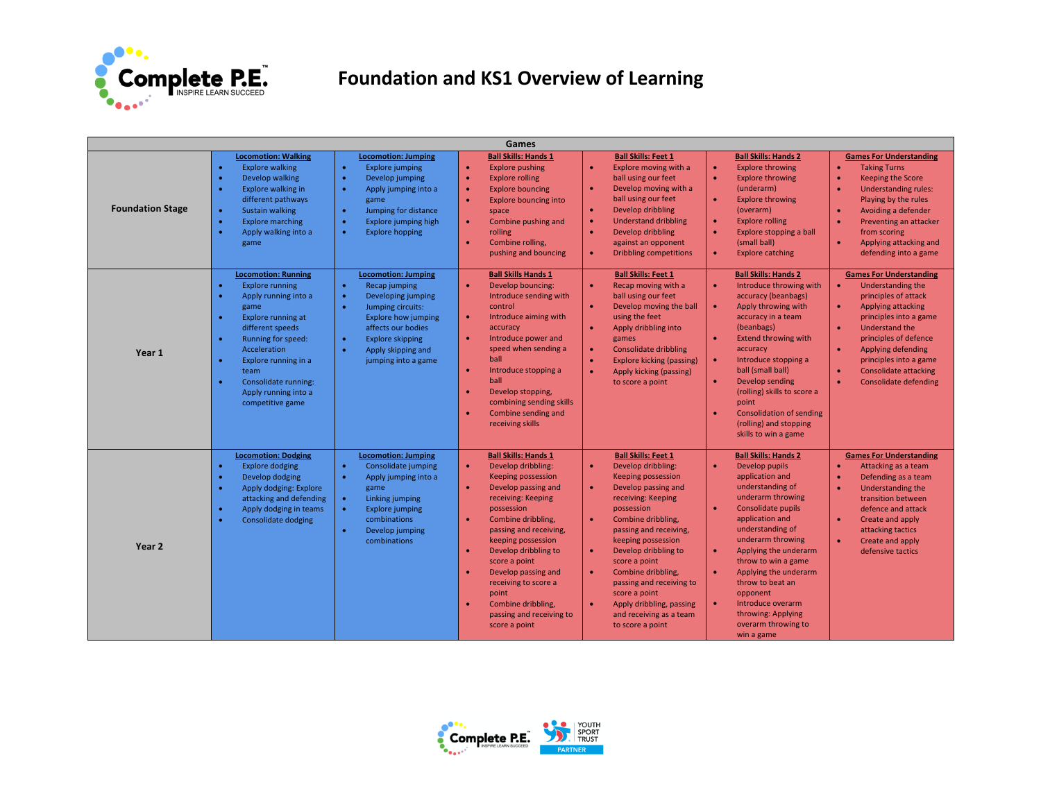# Foundation and KS1 Overview of Learning

| Games | | | | | | |
|---|---|---|---|---|---|---|
| **Foundation Stage** | **Locomotion: Walking**<br>• Explore walking<br>• Develop walking<br>• Explore walking in different pathways<br>• Sustain walking<br>• Explore marching<br>• Apply walking into a game | **Locomotion: Jumping**<br>• Explore jumping<br>• Develop jumping<br>• Apply jumping into a game<br>• Jumping for distance<br>• Explore jumping high<br>• Explore hopping | **Ball Skills: Hands 1**<br>• Explore pushing<br>• Explore rolling<br>• Explore bouncing<br>• Explore bouncing into space<br>• Combine pushing and rolling<br>• Combine rolling, pushing and bouncing | **Ball Skills: Feet 1**<br>• Explore moving with a ball using our feet<br>• Develop moving with a ball using our feet<br>• Develop dribbling<br>• Understand dribbling<br>• Develop dribbling against an opponent<br>• Dribbling competitions | **Ball Skills: Hands 2**<br>• Explore throwing<br>• Explore throwing (underarm)<br>• Explore throwing (overarm)<br>• Explore rolling<br>• Explore stopping a ball (small ball)<br>• Explore catching | **Games For Understanding**<br>• Taking Turns<br>• Keeping the Score<br>• Understanding rules: Playing by the rules<br>• Avoiding a defender<br>• Preventing an attacker from scoring<br>• Applying attacking and defending into a game |
| **Year 1** | **Locomotion: Running**<br>• Explore running<br>• Apply running into a game<br>• Explore running at different speeds<br>• Running for speed: Acceleration<br>• Explore running in a team<br>• Consolidate running: Apply running into a competitive game | **Locomotion: Jumping**<br>• Recap jumping<br>• Developing jumping<br>• Jumping circuits: Explore how jumping affects our bodies<br>• Explore skipping<br>• Apply skipping and jumping into a game | **Ball Skills Hands 1**<br>• Develop bouncing: Introduce sending with control<br>• Introduce aiming with accuracy<br>• Introduce power and speed when sending a ball<br>• Introduce stopping a ball<br>• Develop stopping, combining sending skills<br>• Combine sending and receiving skills | **Ball Skills: Feet 1**<br>• Recap moving with a ball using our feet<br>• Develop moving the ball using the feet<br>• Apply dribbling into games<br>• Consolidate dribbling<br>• Explore kicking (passing)<br>• Apply kicking (passing) to score a point | **Ball Skills: Hands 2**<br>• Introduce throwing with accuracy (beanbags)<br>• Apply throwing with accuracy in a team (beanbags)<br>• Extend throwing with accuracy<br>• Introduce stopping a ball (small ball)<br>• Develop sending (rolling) skills to score a point<br>• Consolidation of sending (rolling) and stopping skills to win a game | **Games For Understanding**<br>• Understanding the principles of attack<br>• Applying attacking principles into a game<br>• Understand the principles of defence<br>• Applying defending principles into a game<br>• Consolidate attacking<br>• Consolidate defending |
| **Year 2** | **Locomotion: Dodging**<br>• Explore dodging<br>• Develop dodging<br>• Apply dodging: Explore attacking and defending<br>• Apply dodging in teams<br>• Consolidate dodging | **Locomotion: Jumping**<br>• Consolidate jumping<br>• Apply jumping into a game<br>• Linking jumping<br>• Explore jumping combinations<br>• Develop jumping combinations | **Ball Skills: Hands 1**<br>• Develop dribbling: Keeping possession<br>• Develop passing and receiving: Keeping possession<br>• Combine dribbling, passing and receiving, keeping possession<br>• Develop dribbling to score a point<br>• Develop passing and receiving to score a point<br>• Combine dribbling, passing and receiving to score a point | **Ball Skills: Feet 1**<br>• Develop dribbling: Keeping possession<br>• Develop passing and receiving: Keeping possession<br>• Combine dribbling, passing and receiving, keeping possession<br>• Develop dribbling to score a point<br>• Combine dribbling, passing and receiving to score a point<br>• Apply dribbling, passing and receiving as a team to score a point | **Ball Skills: Hands 2**<br>• Develop pupils application and understanding of underarm throwing<br>• Consolidate pupils application and understanding of underarm throwing<br>• Applying the underarm throw to win a game<br>• Applying the underarm throw to beat an opponent<br>• Introduce overarm throwing: Applying overarm throwing to win a game | **Games For Understanding**<br>• Attacking as a team<br>• Defending as a team<br>• Understanding the transition between defence and attack<br>• Create and apply attacking tactics<br>• Create and apply defensive tactics |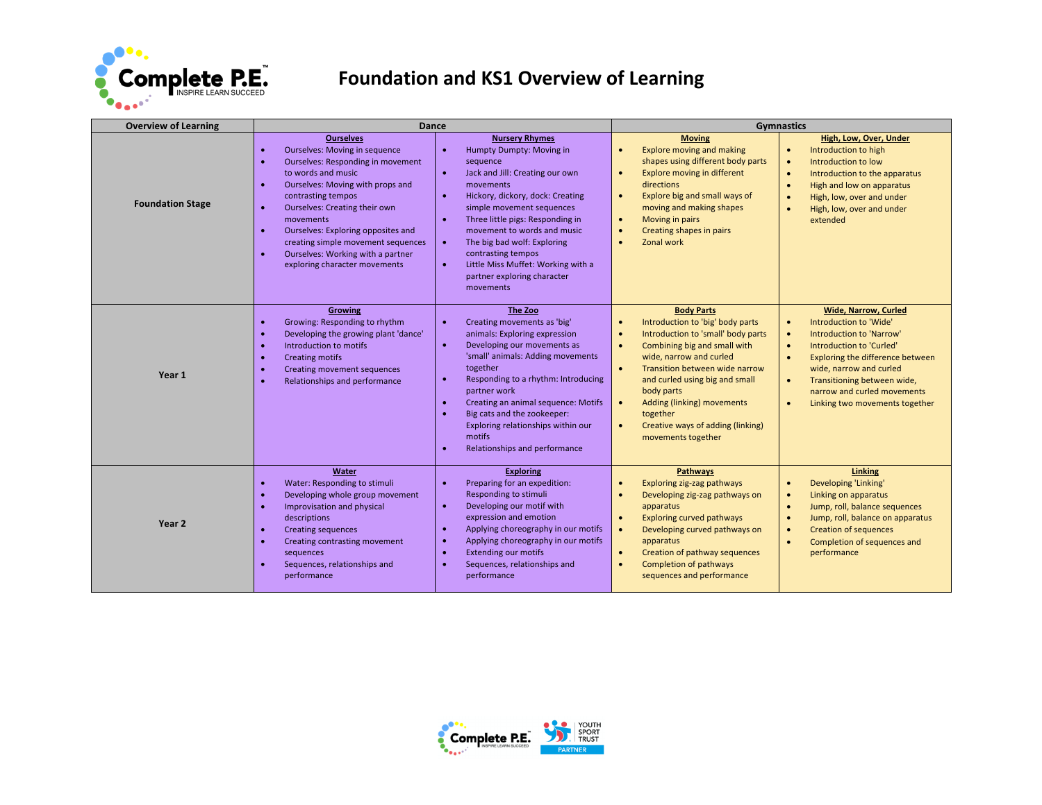# Foundation and KS1 Overview of Learning

| Overview of Learning | Dance | | Gymnastics | |
|---|---|---|---|---|
| **Foundation Stage** | **Ourselves**<br>• Ourselves: Moving in sequence<br>• Ourselves: Responding in movement to words and music<br>• Ourselves: Moving with props and contrasting tempos<br>• Ourselves: Creating their own movements<br>• Ourselves: Exploring opposites and creating simple movement sequences<br>• Ourselves: Working with a partner exploring character movements | **Nursery Rhymes**<br>• Humpty Dumpty: Moving in sequence<br>• Jack and Jill: Creating our own movements<br>• Hickory, dickory, dock: Creating simple movement sequences<br>• Three little pigs: Responding in movement to words and music<br>• The big bad wolf: Exploring contrasting tempos<br>• Little Miss Muffet: Working with a partner exploring character movements | **Moving**<br>• Explore moving and making shapes using different body parts<br>• Explore moving in different directions<br>• Explore big and small ways of moving and making shapes<br>• Moving in pairs<br>• Creating shapes in pairs<br>• Zonal work | **High, Low, Over, Under**<br>• Introduction to high<br>• Introduction to low<br>• Introduction to the apparatus<br>• High and low on apparatus<br>• High, low, over and under<br>• High, low, over and under extended |
| **Year 1** | **Growing**<br>• Growing: Responding to rhythm<br>• Developing the growing plant 'dance'<br>• Introduction to motifs<br>• Creating motifs<br>• Creating movement sequences<br>• Relationships and performance | **The Zoo**<br>• Creating movements as 'big' animals: Exploring expression<br>• Developing our movements as 'small' animals: Adding movements together<br>• Responding to a rhythm: Introducing partner work<br>• Creating an animal sequence: Motifs<br>• Big cats and the zookeeper: Exploring relationships within our motifs<br>• Relationships and performance | **Body Parts**<br>• Introduction to 'big' body parts<br>• Introduction to 'small' body parts<br>• Combining big and small with wide, narrow and curled<br>• Transition between wide narrow and curled using big and small body parts<br>• Adding (linking) movements together<br>• Creative ways of adding (linking) movements together | **Wide, Narrow, Curled**<br>• Introduction to 'Wide'<br>• Introduction to 'Narrow'<br>• Introduction to 'Curled'<br>• Exploring the difference between wide, narrow and curled<br>• Transitioning between wide, narrow and curled movements<br>• Linking two movements together |
| **Year 2** | **Water**<br>• Water: Responding to stimuli<br>• Developing whole group movement<br>• Improvisation and physical descriptions<br>• Creating sequences<br>• Creating contrasting movement sequences<br>• Sequences, relationships and performance | **Exploring**<br>• Preparing for an expedition: Responding to stimuli<br>• Developing our motif with expression and emotion<br>• Applying choreography in our motifs<br>• Applying choreography in our motifs<br>• Extending our motifs<br>• Sequences, relationships and performance | **Pathways**<br>• Exploring zig-zag pathways<br>• Developing zig-zag pathways on apparatus<br>• Exploring curved pathways<br>• Developing curved pathways on apparatus<br>• Creation of pathway sequences<br>• Completion of pathways sequences and performance | **Linking**<br>• Developing 'Linking'<br>• Linking on apparatus<br>• Jump, roll, balance sequences<br>• Jump, roll, balance on apparatus<br>• Creation of sequences<br>• Completion of sequences and performance |